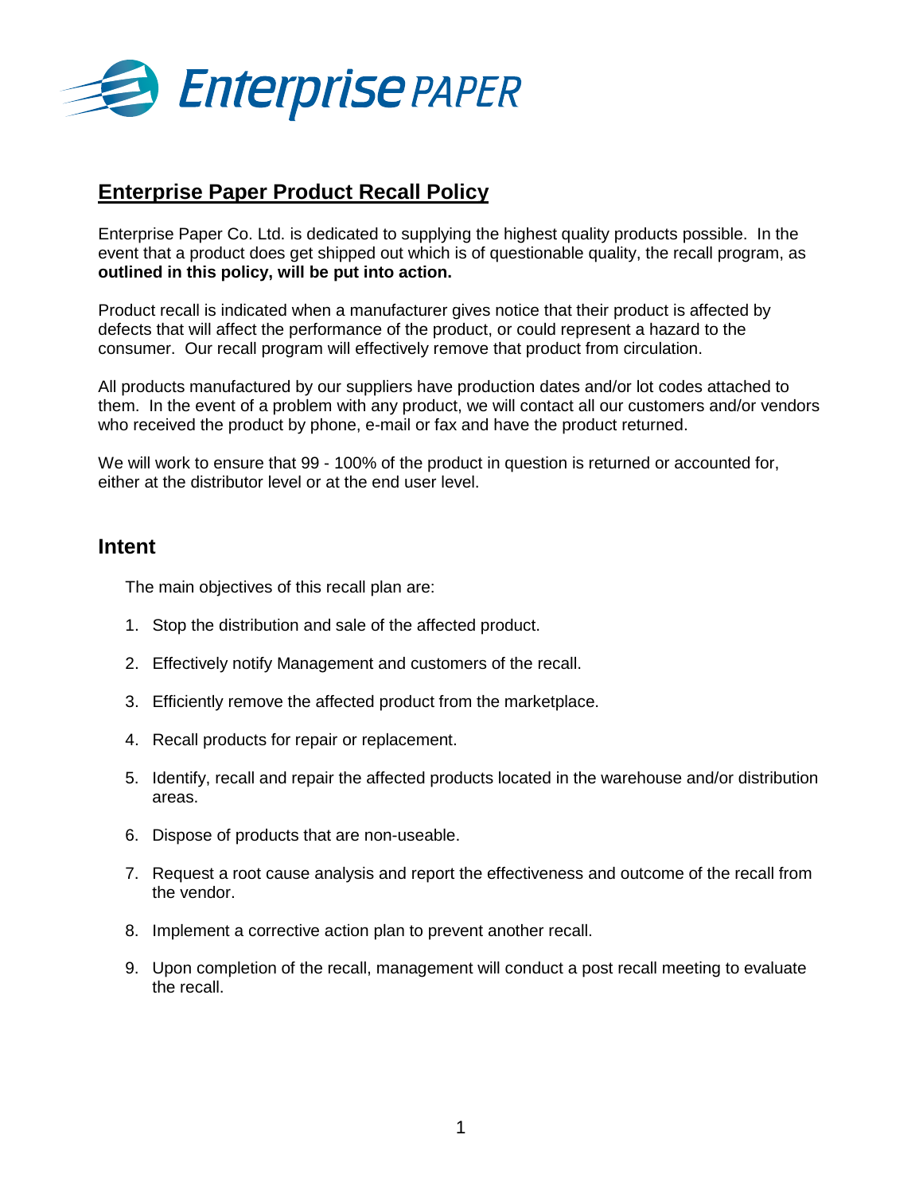# Enterprise PAPER

## Enterprise Paper Product Recall Policy

Enterprise Paper Co. Ltd. is dedicated to supplying the highest quality products possible. In the event that a product does get shipped out which is of questionable quality, the recall program, as **outlined in this policy, will be put into action.**

Product recall is indicated when a manufacturer gives notice that their product is affected by defects that will affect the performance of the product, or could represent a hazard to the consumer. Our recall program will effectively remove that product from circulation.

All products manufactured by our suppliers have production dates and/or lot codes attached to them. In the event of a problem with any product, we will contact all our customers and/or vendors who received the product by phone, e-mail or fax and have the product returned.

We will work to ensure that 99 - 100% of the product in question is returned or accounted for, either at the distributor level or at the end user level.

## Intent

The main objectives of this recall plan are:

1. Stop the distribution and sale of the affected product.
2. Effectively notify Management and customers of the recall.
3. Efficiently remove the affected product from the marketplace.
4. Recall products for repair or replacement.
5. Identify, recall and repair the affected products located in the warehouse and/or distribution areas.
6. Dispose of products that are non-useable.
7. Request a root cause analysis and report the effectiveness and outcome of the recall from the vendor.
8. Implement a corrective action plan to prevent another recall.
9. Upon completion of the recall, management will conduct a post recall meeting to evaluate the recall.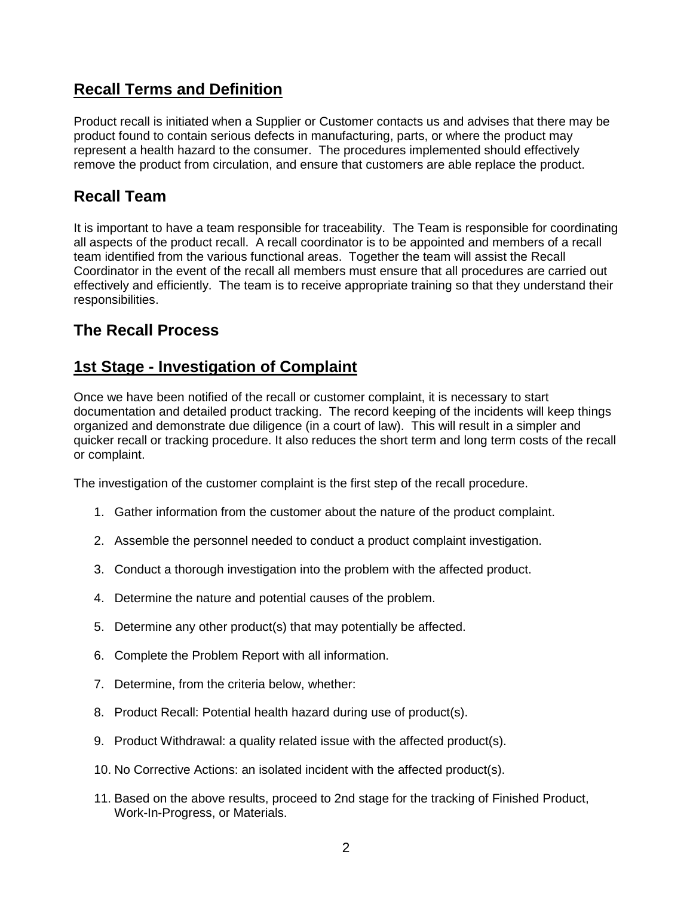## **Recall Terms and Definition**

Product recall is initiated when a Supplier or Customer contacts us and advises that there may be product found to contain serious defects in manufacturing, parts, or where the product may represent a health hazard to the consumer. The procedures implemented should effectively remove the product from circulation, and ensure that customers are able replace the product.

## Recall Team

It is important to have a team responsible for traceability. The Team is responsible for coordinating all aspects of the product recall. A recall coordinator is to be appointed and members of a recall team identified from the various functional areas. Together the team will assist the Recall Coordinator in the event of the recall all members must ensure that all procedures are carried out effectively and efficiently. The team is to receive appropriate training so that they understand their responsibilities.

## The Recall Process

## **1st Stage - Investigation of Complaint**

Once we have been notified of the recall or customer complaint, it is necessary to start documentation and detailed product tracking. The record keeping of the incidents will keep things organized and demonstrate due diligence (in a court of law). This will result in a simpler and quicker recall or tracking procedure. It also reduces the short term and long term costs of the recall or complaint.

The investigation of the customer complaint is the first step of the recall procedure.

1. Gather information from the customer about the nature of the product complaint.
2. Assemble the personnel needed to conduct a product complaint investigation.
3. Conduct a thorough investigation into the problem with the affected product.
4. Determine the nature and potential causes of the problem.
5. Determine any other product(s) that may potentially be affected.
6. Complete the Problem Report with all information.
7. Determine, from the criteria below, whether:
8. Product Recall: Potential health hazard during use of product(s).
9. Product Withdrawal: a quality related issue with the affected product(s).
10. No Corrective Actions: an isolated incident with the affected product(s).
11. Based on the above results, proceed to 2nd stage for the tracking of Finished Product, Work-In-Progress, or Materials.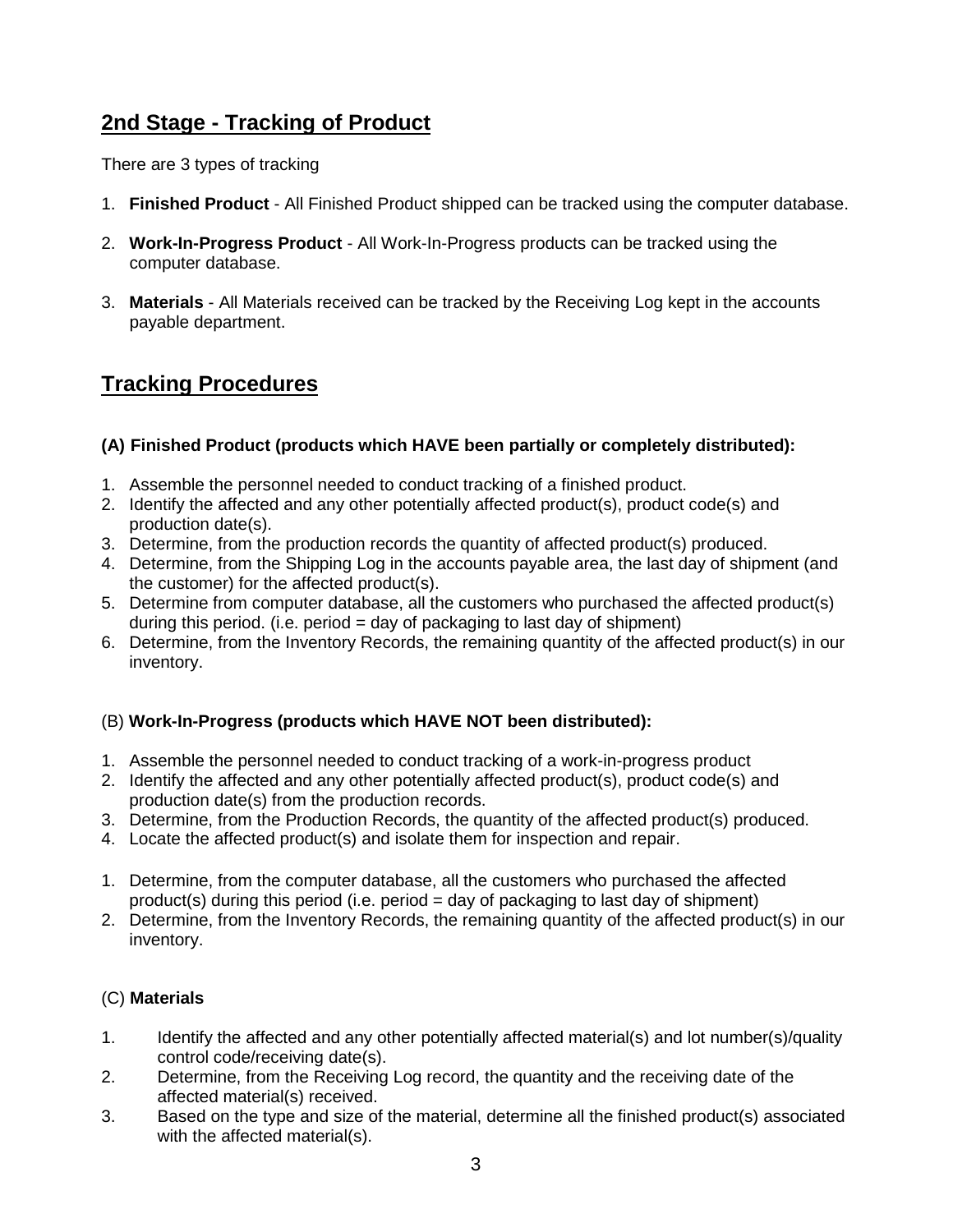## 2nd Stage - Tracking of Product

There are 3 types of tracking

1. **Finished Product** - All Finished Product shipped can be tracked using the computer database.
2. **Work-In-Progress Product** - All Work-In-Progress products can be tracked using the computer database.
3. **Materials** - All Materials received can be tracked by the Receiving Log kept in the accounts payable department.

## Tracking Procedures

### (A) Finished Product (products which HAVE been partially or completely distributed):

1. Assemble the personnel needed to conduct tracking of a finished product.
2. Identify the affected and any other potentially affected product(s), product code(s) and production date(s).
3. Determine, from the production records the quantity of affected product(s) produced.
4. Determine, from the Shipping Log in the accounts payable area, the last day of shipment (and the customer) for the affected product(s).
5. Determine from computer database, all the customers who purchased the affected product(s) during this period. (i.e. period = day of packaging to last day of shipment)
6. Determine, from the Inventory Records, the remaining quantity of the affected product(s) in our inventory.

### (B) **Work-In-Progress (products which HAVE NOT been distributed):**

1. Assemble the personnel needed to conduct tracking of a work-in-progress product
2. Identify the affected and any other potentially affected product(s), product code(s) and production date(s) from the production records.
3. Determine, from the Production Records, the quantity of the affected product(s) produced.
4. Locate the affected product(s) and isolate them for inspection and repair.

1. Determine, from the computer database, all the customers who purchased the affected product(s) during this period (i.e. period = day of packaging to last day of shipment)
2. Determine, from the Inventory Records, the remaining quantity of the affected product(s) in our inventory.

### (C) **Materials**

1. Identify the affected and any other potentially affected material(s) and lot number(s)/quality control code/receiving date(s).
2. Determine, from the Receiving Log record, the quantity and the receiving date of the affected material(s) received.
3. Based on the type and size of the material, determine all the finished product(s) associated with the affected material(s).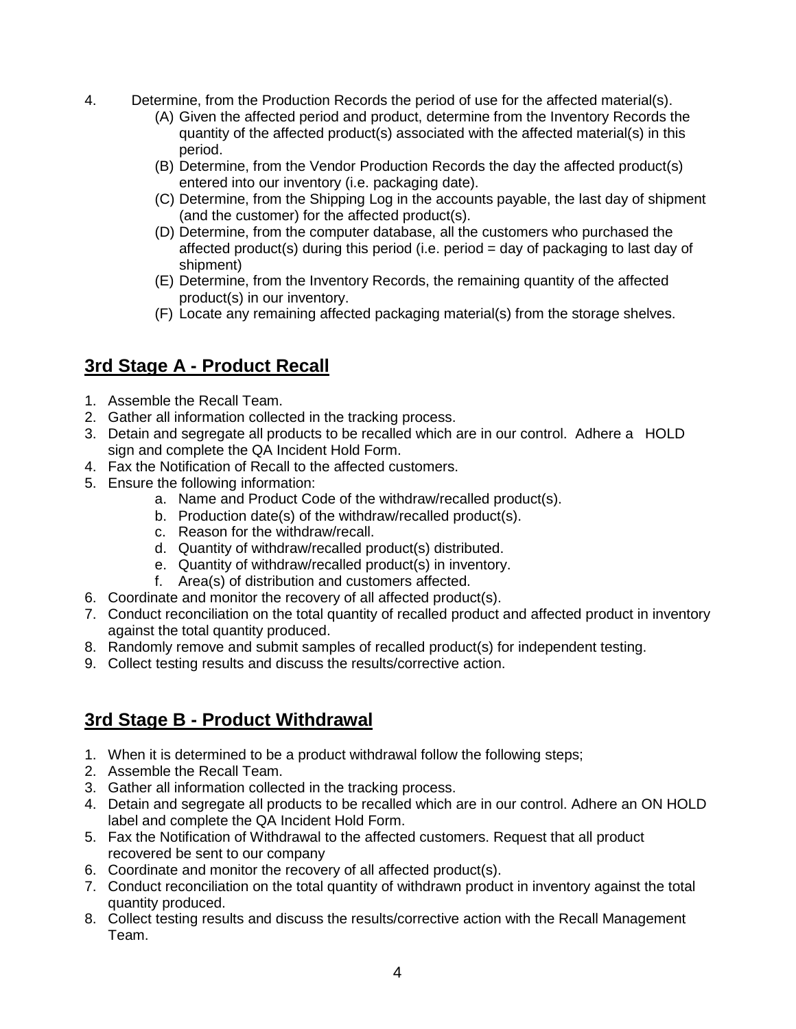4. Determine, from the Production Records the period of use for the affected material(s).
   (A) Given the affected period and product, determine from the Inventory Records the quantity of the affected product(s) associated with the affected material(s) in this period.
   (B) Determine, from the Vendor Production Records the day the affected product(s) entered into our inventory (i.e. packaging date).
   (C) Determine, from the Shipping Log in the accounts payable, the last day of shipment (and the customer) for the affected product(s).
   (D) Determine, from the computer database, all the customers who purchased the affected product(s) during this period (i.e. period = day of packaging to last day of shipment)
   (E) Determine, from the Inventory Records, the remaining quantity of the affected product(s) in our inventory.
   (F) Locate any remaining affected packaging material(s) from the storage shelves.

## 3rd Stage A - Product Recall

1. Assemble the Recall Team.
2. Gather all information collected in the tracking process.
3. Detain and segregate all products to be recalled which are in our control. Adhere a HOLD sign and complete the QA Incident Hold Form.
4. Fax the Notification of Recall to the affected customers.
5. Ensure the following information:
   a. Name and Product Code of the withdraw/recalled product(s).
   b. Production date(s) of the withdraw/recalled product(s).
   c. Reason for the withdraw/recall.
   d. Quantity of withdraw/recalled product(s) distributed.
   e. Quantity of withdraw/recalled product(s) in inventory.
   f. Area(s) of distribution and customers affected.
6. Coordinate and monitor the recovery of all affected product(s).
7. Conduct reconciliation on the total quantity of recalled product and affected product in inventory against the total quantity produced.
8. Randomly remove and submit samples of recalled product(s) for independent testing.
9. Collect testing results and discuss the results/corrective action.

## 3rd Stage B - Product Withdrawal

1. When it is determined to be a product withdrawal follow the following steps;
2. Assemble the Recall Team.
3. Gather all information collected in the tracking process.
4. Detain and segregate all products to be recalled which are in our control. Adhere an ON HOLD label and complete the QA Incident Hold Form.
5. Fax the Notification of Withdrawal to the affected customers. Request that all product recovered be sent to our company
6. Coordinate and monitor the recovery of all affected product(s).
7. Conduct reconciliation on the total quantity of withdrawn product in inventory against the total quantity produced.
8. Collect testing results and discuss the results/corrective action with the Recall Management Team.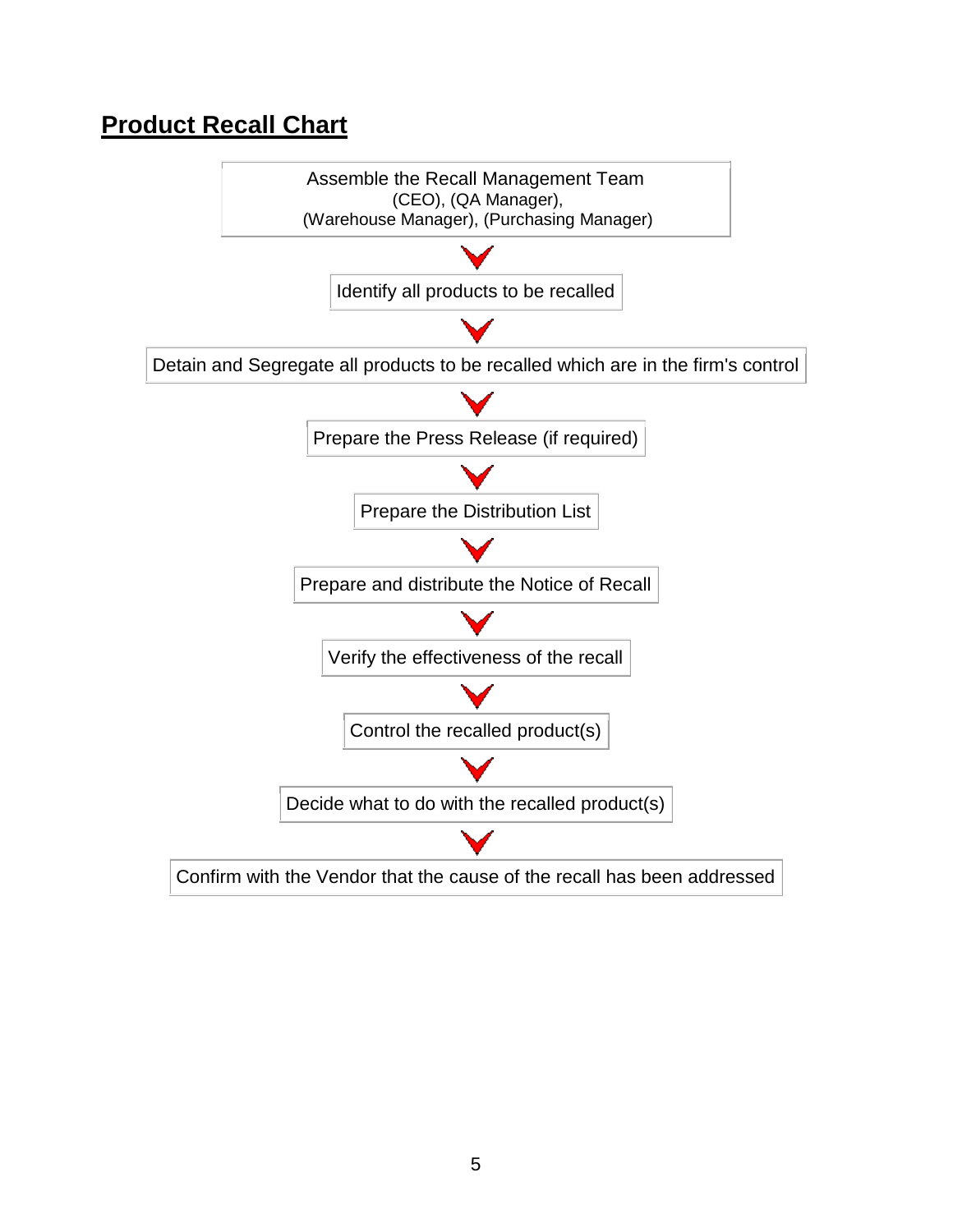## Product Recall Chart

Assemble the Recall Management Team
(CEO), (QA Manager),
(Warehouse Manager), (Purchasing Manager)

Identify all products to be recalled

Detain and Segregate all products to be recalled which are in the firm's control

Prepare the Press Release (if required)

Prepare the Distribution List

Prepare and distribute the Notice of Recall

Verify the effectiveness of the recall

Control the recalled product(s)

Decide what to do with the recalled product(s)

Confirm with the Vendor that the cause of the recall has been addressed